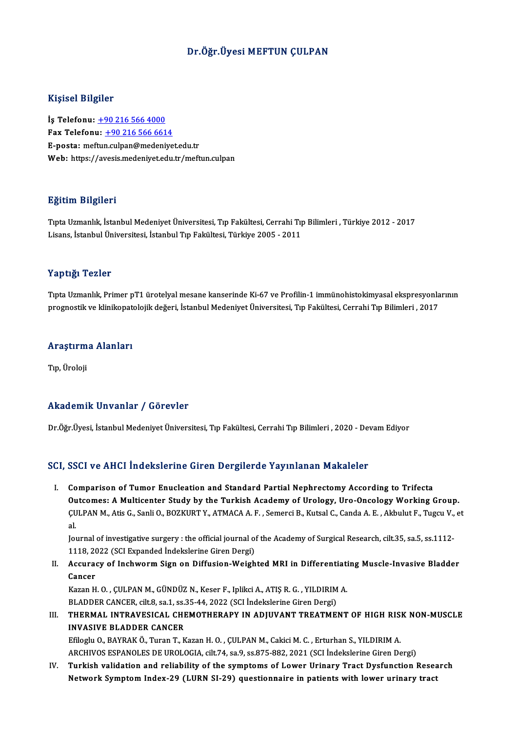# Dr.Öğr.Üyesi MEFTUN ÇULPAN

## Kişisel Bilgiler

**İş Telefonu:** +90 216 566 4000
**Fax Telefonu:** +90 216 566 6614
**E-posta:** meftun.culpan@medeniyet.edu.tr
**Web:** https://avesis.medeniyet.edu.tr/meftun.culpan

## Eğitim Bilgileri

Tıpta Uzmanlık, İstanbul Medeniyet Üniversitesi, Tıp Fakültesi, Cerrahi Tıp Bilimleri , Türkiye 2012 - 2017
Lisans, İstanbul Üniversitesi, İstanbul Tıp Fakültesi, Türkiye 2005 - 2011

## Yaptığı Tezler

Tıpta Uzmanlık, Primer pT1 ürotelyal mesane kanserinde Ki-67 ve Profilin-1 immünohistokimyasal ekspresyonlarının prognostik ve klinikopatolojik değeri, İstanbul Medeniyet Üniversitesi, Tıp Fakültesi, Cerrahi Tıp Bilimleri , 2017

## Araştırma Alanları

Tıp, Üroloji

## Akademik Unvanlar / Görevler

Dr.Öğr.Üyesi, İstanbul Medeniyet Üniversitesi, Tıp Fakültesi, Cerrahi Tıp Bilimleri , 2020 - Devam Ediyor

## SCI, SSCI ve AHCI İndekslerine Giren Dergilerde Yayınlanan Makaleler

I. **Comparison of Tumor Enucleation and Standard Partial Nephrectomy According to Trifecta Outcomes: A Multicenter Study by the Turkish Academy of Urology, Uro-Oncology Working Group.**
ÇULPAN M., Atis G., Sanli O., BOZKURT Y., ATMACA A. F. , Semerci B., Kutsal C., Canda A. E. , Akbulut F., Tugcu V., et al.
Journal of investigative surgery : the official journal of the Academy of Surgical Research, cilt.35, sa.5, ss.1112-1118, 2022 (SCI Expanded İndekslerine Giren Dergi)

II. **Accuracy of Inchworm Sign on Diffusion-Weighted MRI in Differentiating Muscle-Invasive Bladder Cancer**
Kazan H. O. , ÇULPAN M., GÜNDÜZ N., Keser F., Iplikci A., ATIŞ R. G. , YILDIRIM A.
BLADDER CANCER, cilt.8, sa.1, ss.35-44, 2022 (SCI İndekslerine Giren Dergi)

III. **THERMAL INTRAVESICAL CHEMOTHERAPY IN ADJUVANT TREATMENT OF HIGH RISK NON-MUSCLE INVASIVE BLADDER CANCER**
Efiloglu O., BAYRAK Ö., Turan T., Kazan H. O. , ÇULPAN M., Cakici M. C. , Erturhan S., YILDIRIM A.
ARCHIVOS ESPANOLES DE UROLOGIA, cilt.74, sa.9, ss.875-882, 2021 (SCI İndekslerine Giren Dergi)

IV. **Turkish validation and reliability of the symptoms of Lower Urinary Tract Dysfunction Research Network Symptom Index-29 (LURN SI-29) questionnaire in patients with lower urinary tract**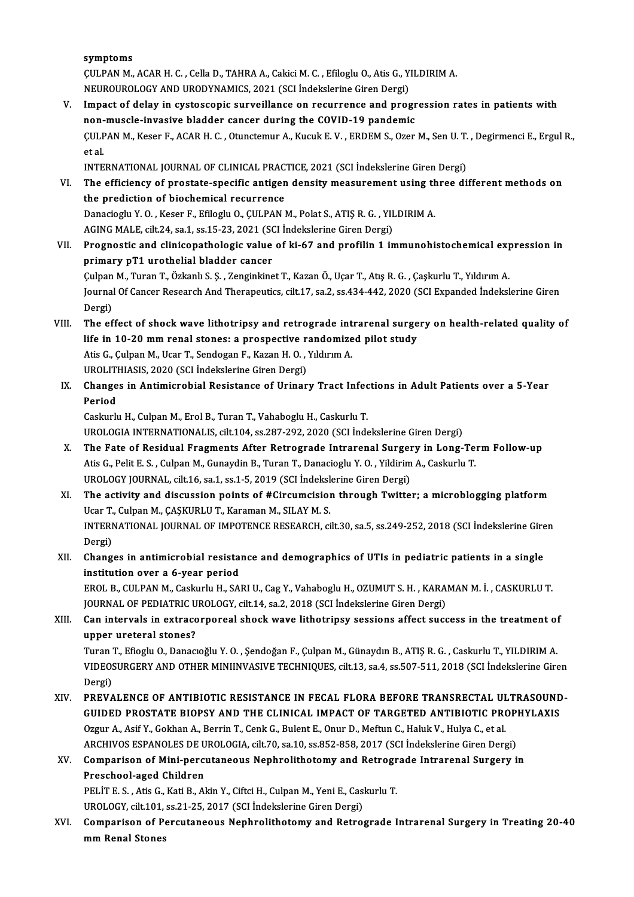symptoms
ÇULPAN M., ACAR H. C. , Cella D., TAHRA A., Cakici M. C. , Efiloglu O., Atis G., YILDIRIM A.
NEUROUROLOGY AND URODYNAMICS, 2021 (SCI İndekslerine Giren Dergi)

V. **Impact of delay in cystoscopic surveillance on recurrence and progression rates in patients with non-muscle-invasive bladder cancer during the COVID-19 pandemic**
ÇULPAN M., Keser F., ACAR H. C. , Otunctemur A., Kucuk E. V. , ERDEM S., Ozer M., Sen U. T. , Degirmenci E., Ergul R., et al.
INTERNATIONAL JOURNAL OF CLINICAL PRACTICE, 2021 (SCI İndekslerine Giren Dergi)

VI. **The efficiency of prostate-specific antigen density measurement using three different methods on the prediction of biochemical recurrence**
Danacioglu Y. O. , Keser F., Efiloglu O., ÇULPAN M., Polat S., ATIŞ R. G. , YILDIRIM A.
AGING MALE, cilt.24, sa.1, ss.15-23, 2021 (SCI İndekslerine Giren Dergi)

VII. **Prognostic and clinicopathologic value of ki-67 and profilin 1 immunohistochemical expression in primary pT1 urothelial bladder cancer**
Çulpan M., Turan T., Özkanlı S. Ş. , Zenginkinet T., Kazan Ö., Uçar T., Atış R. G. , Çaşkurlu T., Yıldırım A.
Journal Of Cancer Research And Therapeutics, cilt.17, sa.2, ss.434-442, 2020 (SCI Expanded İndekslerine Giren Dergi)

VIII. **The effect of shock wave lithotripsy and retrograde intrarenal surgery on health-related quality of life in 10-20 mm renal stones: a prospective randomized pilot study**
Atis G., Çulpan M., Ucar T., Sendogan F., Kazan H. O. , Yıldırım A.
UROLITHIASIS, 2020 (SCI İndekslerine Giren Dergi)

IX. **Changes in Antimicrobial Resistance of Urinary Tract Infections in Adult Patients over a 5-Year Period**
Caskurlu H., Culpan M., Erol B., Turan T., Vahaboglu H., Caskurlu T.
UROLOGIA INTERNATIONALIS, cilt.104, ss.287-292, 2020 (SCI İndekslerine Giren Dergi)

X. **The Fate of Residual Fragments After Retrograde Intrarenal Surgery in Long-Term Follow-up**
Atis G., Pelit E. S. , Culpan M., Gunaydin B., Turan T., Danacioglu Y. O. , Yildirim A., Caskurlu T.
UROLOGY JOURNAL, cilt.16, sa.1, ss.1-5, 2019 (SCI İndekslerine Giren Dergi)

XI. **The activity and discussion points of #Circumcision through Twitter; a microblogging platform**
Ucar T., Culpan M., ÇAŞKURLU T., Karaman M., SILAY M. S.
INTERNATIONAL JOURNAL OF IMPOTENCE RESEARCH, cilt.30, sa.5, ss.249-252, 2018 (SCI İndekslerine Giren Dergi)

XII. **Changes in antimicrobial resistance and demographics of UTIs in pediatric patients in a single institution over a 6-year period**
EROL B., CULPAN M., Caskurlu H., SARI U., Cag Y., Vahaboglu H., OZUMUT S. H. , KARAMAN M. İ. , CASKURLU T.
JOURNAL OF PEDIATRIC UROLOGY, cilt.14, sa.2, 2018 (SCI İndekslerine Giren Dergi)

XIII. **Can intervals in extracorporeal shock wave lithotripsy sessions affect success in the treatment of upper ureteral stones?**
Turan T., Efioglu O., Danacıoğlu Y. O. , Şendoğan F., Çulpan M., Günaydın B., ATIŞ R. G. , Caskurlu T., YILDIRIM A.
VIDEOSURGERY AND OTHER MINIINVASIVE TECHNIQUES, cilt.13, sa.4, ss.507-511, 2018 (SCI İndekslerine Giren Dergi)

XIV. **PREVALENCE OF ANTIBIOTIC RESISTANCE IN FECAL FLORA BEFORE TRANSRECTAL ULTRASOUND-GUIDED PROSTATE BIOPSY AND THE CLINICAL IMPACT OF TARGETED ANTIBIOTIC PROPHYLAXIS**
Ozgur A., Asif Y., Gokhan A., Berrin T., Cenk G., Bulent E., Onur D., Meftun C., Haluk V., Hulya C., et al.
ARCHIVOS ESPANOLES DE UROLOGIA, cilt.70, sa.10, ss.852-858, 2017 (SCI İndekslerine Giren Dergi)

XV. **Comparison of Mini-percutaneous Nephrolithotomy and Retrograde Intrarenal Surgery in Preschool-aged Children**
PELİT E. S. , Atis G., Kati B., Akin Y., Ciftci H., Culpan M., Yeni E., Caskurlu T.
UROLOGY, cilt.101, ss.21-25, 2017 (SCI İndekslerine Giren Dergi)

XVI. **Comparison of Percutaneous Nephrolithotomy and Retrograde Intrarenal Surgery in Treating 20-40 mm Renal Stones**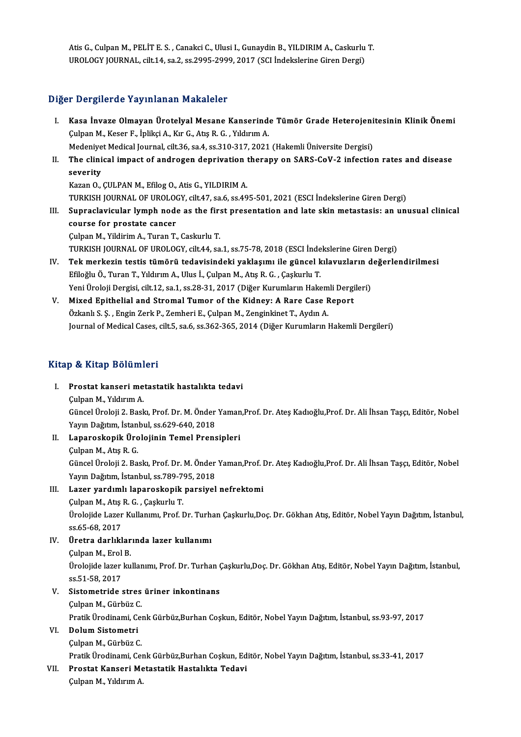Atis G., Culpan M., PELİT E. S. , Canakci C., Ulusi I., Gunaydin B., YILDIRIM A., Caskurlu T.
UROLOGY JOURNAL, cilt.14, sa.2, ss.2995-2999, 2017 (SCI İndekslerine Giren Dergi)

## Diğer Dergilerde Yayınlanan Makaleler

I. **Kasa İnvaze Olmayan Ürotelyal Mesane Kanserinde Tümör Grade Heterojenitesinin Klinik Önemi**
Çulpan M., Keser F., İplikçi A., Kır G., Atış R. G. , Yıldırım A.
Medeniyet Medical Journal, cilt.36, sa.4, ss.310-317, 2021 (Hakemli Üniversite Dergisi)

II. **The clinical impact of androgen deprivation therapy on SARS-CoV-2 infection rates and disease severity**
Kazan O., ÇULPAN M., Efilog O., Atis G., YILDIRIM A.
TURKISH JOURNAL OF UROLOGY, cilt.47, sa.6, ss.495-501, 2021 (ESCI İndekslerine Giren Dergi)

III. **Supraclavicular lymph node as the first presentation and late skin metastasis: an unusual clinical course for prostate cancer**
Çulpan M., Yildirim A., Turan T., Caskurlu T.
TURKISH JOURNAL OF UROLOGY, cilt.44, sa.1, ss.75-78, 2018 (ESCI İndekslerine Giren Dergi)

IV. **Tek merkezin testis tümörü tedavisindeki yaklaşımı ile güncel kılavuzların değerlendirilmesi**
Efiloğlu Ö., Turan T., Yıldırım A., Ulus İ., Çulpan M., Atış R. G. , Çaşkurlu T.
Yeni Üroloji Dergisi, cilt.12, sa.1, ss.28-31, 2017 (Diğer Kurumların Hakemli Dergileri)

V. **Mixed Epithelial and Stromal Tumor of the Kidney: A Rare Case Report**
Özkanlı S. Ş. , Engin Zerk P., Zemheri E., Çulpan M., Zenginkinet T., Aydın A.
Journal of Medical Cases, cilt.5, sa.6, ss.362-365, 2014 (Diğer Kurumların Hakemli Dergileri)

## Kitap & Kitap Bölümleri

I. **Prostat kanseri metastatik hastalıkta tedavi**
Çulpan M., Yıldırım A.
Güncel Üroloji 2. Baskı, Prof. Dr. M. Önder Yaman,Prof. Dr. Ateş Kadıoğlu,Prof. Dr. Ali İhsan Taşçı, Editör, Nobel Yayın Dağıtım, İstanbul, ss.629-640, 2018

II. **Laparoskopik Ürolojinin Temel Prensipleri**
Çulpan M., Atış R. G.
Güncel Üroloji 2. Baskı, Prof. Dr. M. Önder Yaman,Prof. Dr. Ateş Kadıoğlu,Prof. Dr. Ali İhsan Taşçı, Editör, Nobel Yayın Dağıtım, İstanbul, ss.789-795, 2018

III. **Lazer yardımlı laparoskopik parsiyel nefrektomi**
Çulpan M., Atış R. G. , Çaşkurlu T.
Ürolojide Lazer Kullanımı, Prof. Dr. Turhan Çaşkurlu,Doç. Dr. Gökhan Atış, Editör, Nobel Yayın Dağıtım, İstanbul, ss.65-68, 2017

IV. **Üretra darlıklarında lazer kullanımı**
Çulpan M., Erol B.
Ürolojide lazer kullanımı, Prof. Dr. Turhan Çaşkurlu,Doç. Dr. Gökhan Atış, Editör, Nobel Yayın Dağıtım, İstanbul, ss.51-58, 2017

V. **Sistometride stres üriner inkontinans**
Çulpan M., Gürbüz C.
Pratik Ürodinami, Cenk Gürbüz,Burhan Coşkun, Editör, Nobel Yayın Dağıtım, İstanbul, ss.93-97, 2017

VI. **Dolum Sistometri**
Çulpan M., Gürbüz C.
Pratik Ürodinami, Cenk Gürbüz,Burhan Coşkun, Editör, Nobel Yayın Dağıtım, İstanbul, ss.33-41, 2017

VII. **Prostat Kanseri Metastatik Hastalıkta Tedavi**
Çulpan M., Yıldırım A.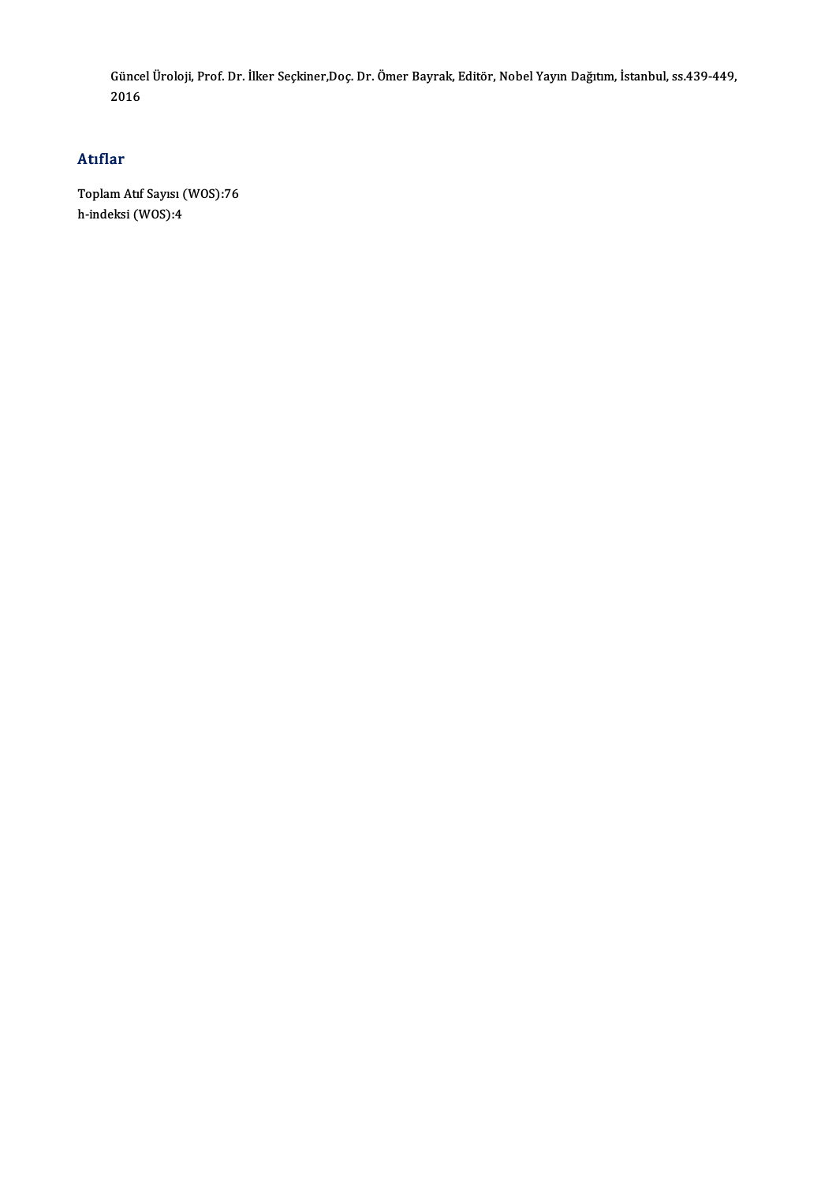Güncel Üroloji, Prof. Dr. İlker Seçkiner,Doç. Dr. Ömer Bayrak, Editör, Nobel Yayın Dağıtım, İstanbul, ss.439-449, 2016

## Atıflar

Toplam Atıf Sayısı (WOS):76
h-indeksi (WOS):4